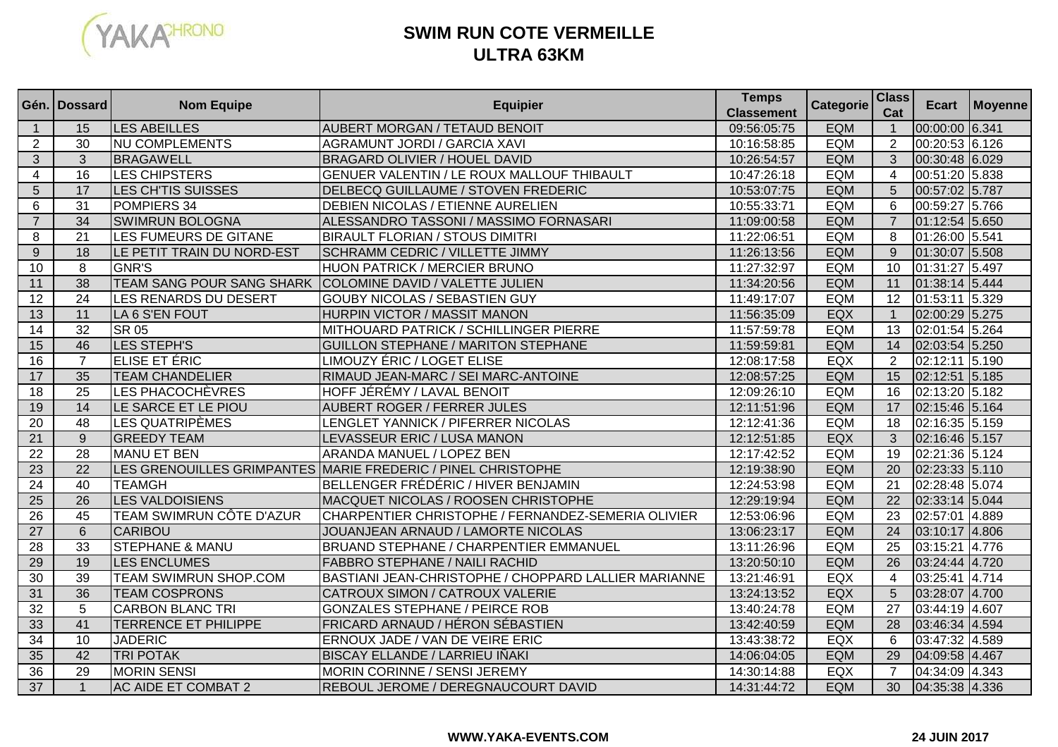# SWIM RUN COTE VERMEILLE
## ULTRA 63KM

| Gén. | Dossard | Nom Equipe | Equipier | Temps Classement | Categorie | Class Cat | Ecart | Moyenne |
|---|---|---|---|---|---|---|---|---|
| 1 | 15 | LES ABEILLES | AUBERT MORGAN / TETAUD BENOIT | 09:56:05:75 | EQM | 1 | 00:00:00 | 6.341 |
| 2 | 30 | NU COMPLEMENTS | AGRAMUNT JORDI / GARCIA XAVI | 10:16:58:85 | EQM | 2 | 00:20:53 | 6.126 |
| 3 | 3 | BRAGAWELL | BRAGARD OLIVIER / HOUEL DAVID | 10:26:54:57 | EQM | 3 | 00:30:48 | 6.029 |
| 4 | 16 | LES CHIPSTERS | GENUER VALENTIN / LE ROUX MALLOUF THIBAULT | 10:47:26:18 | EQM | 4 | 00:51:20 | 5.838 |
| 5 | 17 | LES CH'TIS SUISSES | DELBECQ GUILLAUME / STOVEN FREDERIC | 10:53:07:75 | EQM | 5 | 00:57:02 | 5.787 |
| 6 | 31 | POMPIERS 34 | DEBIEN NICOLAS / ETIENNE AURELIEN | 10:55:33:71 | EQM | 6 | 00:59:27 | 5.766 |
| 7 | 34 | SWIMRUN BOLOGNA | ALESSANDRO TASSONI / MASSIMO FORNASARI | 11:09:00:58 | EQM | 7 | 01:12:54 | 5.650 |
| 8 | 21 | LES FUMEURS DE GITANE | BIRAULT FLORIAN / STOUS DIMITRI | 11:22:06:51 | EQM | 8 | 01:26:00 | 5.541 |
| 9 | 18 | LE PETIT TRAIN DU NORD-EST | SCHRAMM CEDRIC / VILLETTE JIMMY | 11:26:13:56 | EQM | 9 | 01:30:07 | 5.508 |
| 10 | 8 | GNR'S | HUON PATRICK / MERCIER BRUNO | 11:27:32:97 | EQM | 10 | 01:31:27 | 5.497 |
| 11 | 38 | TEAM SANG POUR SANG SHARK | COLOMINE DAVID / VALETTE JULIEN | 11:34:20:56 | EQM | 11 | 01:38:14 | 5.444 |
| 12 | 24 | LES RENARDS DU DESERT | GOUBY NICOLAS / SEBASTIEN GUY | 11:49:17:07 | EQM | 12 | 01:53:11 | 5.329 |
| 13 | 11 | LA 6 S'EN FOUT | HURPIN VICTOR / MASSIT MANON | 11:56:35:09 | EQX | 1 | 02:00:29 | 5.275 |
| 14 | 32 | SR 05 | MITHOUARD PATRICK / SCHILLINGER PIERRE | 11:57:59:78 | EQM | 13 | 02:01:54 | 5.264 |
| 15 | 46 | LES STEPH'S | GUILLON STEPHANE / MARITON STEPHANE | 11:59:59:81 | EQM | 14 | 02:03:54 | 5.250 |
| 16 | 7 | ELISE ET ÉRIC | LIMOUZY ÉRIC / LOGET ELISE | 12:08:17:58 | EQX | 2 | 02:12:11 | 5.190 |
| 17 | 35 | TEAM CHANDELIER | RIMAUD JEAN-MARC / SEI MARC-ANTOINE | 12:08:57:25 | EQM | 15 | 02:12:51 | 5.185 |
| 18 | 25 | LES PHACOCHÈVRES | HOFF JÉRÉMY / LAVAL BENOIT | 12:09:26:10 | EQM | 16 | 02:13:20 | 5.182 |
| 19 | 14 | LE SARCE ET LE PIOU | AUBERT ROGER / FERRER JULES | 12:11:51:96 | EQM | 17 | 02:15:46 | 5.164 |
| 20 | 48 | LES QUATRIPÈMES | LENGLET YANNICK / PIFERRER NICOLAS | 12:12:41:36 | EQM | 18 | 02:16:35 | 5.159 |
| 21 | 9 | GREEDY TEAM | LEVASSEUR ERIC / LUSA MANON | 12:12:51:85 | EQX | 3 | 02:16:46 | 5.157 |
| 22 | 28 | MANU ET BEN | ARANDA MANUEL / LOPEZ BEN | 12:17:42:52 | EQM | 19 | 02:21:36 | 5.124 |
| 23 | 22 | LES GRENOUILLES GRIMPANTES | MARIE FREDERIC / PINEL CHRISTOPHE | 12:19:38:90 | EQM | 20 | 02:23:33 | 5.110 |
| 24 | 40 | TEAMGH | BELLENGER FRÉDÉRIC / HIVER BENJAMIN | 12:24:53:98 | EQM | 21 | 02:28:48 | 5.074 |
| 25 | 26 | LES VALDOISIENS | MACQUET NICOLAS / ROOSEN CHRISTOPHE | 12:29:19:94 | EQM | 22 | 02:33:14 | 5.044 |
| 26 | 45 | TEAM SWIMRUN CÔTE D'AZUR | CHARPENTIER CHRISTOPHE / FERNANDEZ-SEMERIA OLIVIER | 12:53:06:96 | EQM | 23 | 02:57:01 | 4.889 |
| 27 | 6 | CARIBOU | JOUANJEAN ARNAUD / LAMORTE NICOLAS | 13:06:23:17 | EQM | 24 | 03:10:17 | 4.806 |
| 28 | 33 | STEPHANE & MANU | BRUAND STEPHANE / CHARPENTIER EMMANUEL | 13:11:26:96 | EQM | 25 | 03:15:21 | 4.776 |
| 29 | 19 | LES ENCLUMES | FABBRO STEPHANE / NAILI RACHID | 13:20:50:10 | EQM | 26 | 03:24:44 | 4.720 |
| 30 | 39 | TEAM SWIMRUN SHOP.COM | BASTIANI JEAN-CHRISTOPHE / CHOPPARD LALLIER MARIANNE | 13:21:46:91 | EQX | 4 | 03:25:41 | 4.714 |
| 31 | 36 | TEAM COSPRONS | CATROUX SIMON / CATROUX VALERIE | 13:24:13:52 | EQX | 5 | 03:28:07 | 4.700 |
| 32 | 5 | CARBON BLANC TRI | GONZALES STEPHANE / PEIRCE ROB | 13:40:24:78 | EQM | 27 | 03:44:19 | 4.607 |
| 33 | 41 | TERRENCE ET PHILIPPE | FRICARD ARNAUD / HÉRON SÉBASTIEN | 13:42:40:59 | EQM | 28 | 03:46:34 | 4.594 |
| 34 | 10 | JADERIC | ERNOUX JADE / VAN DE VEIRE ERIC | 13:43:38:72 | EQX | 6 | 03:47:32 | 4.589 |
| 35 | 42 | TRI POTAK | BISCAY ELLANDE / LARRIEU IÑAKI | 14:06:04:05 | EQM | 29 | 04:09:58 | 4.467 |
| 36 | 29 | MORIN SENSI | MORIN CORINNE / SENSI JEREMY | 14:30:14:88 | EQX | 7 | 04:34:09 | 4.343 |
| 37 | 1 | AC AIDE ET COMBAT 2 | REBOUL JEROME / DEREGNAUCOURT DAVID | 14:31:44:72 | EQM | 30 | 04:35:38 | 4.336 |

**WWW.YAKA-EVENTS.COM** **24 JUIN 2017**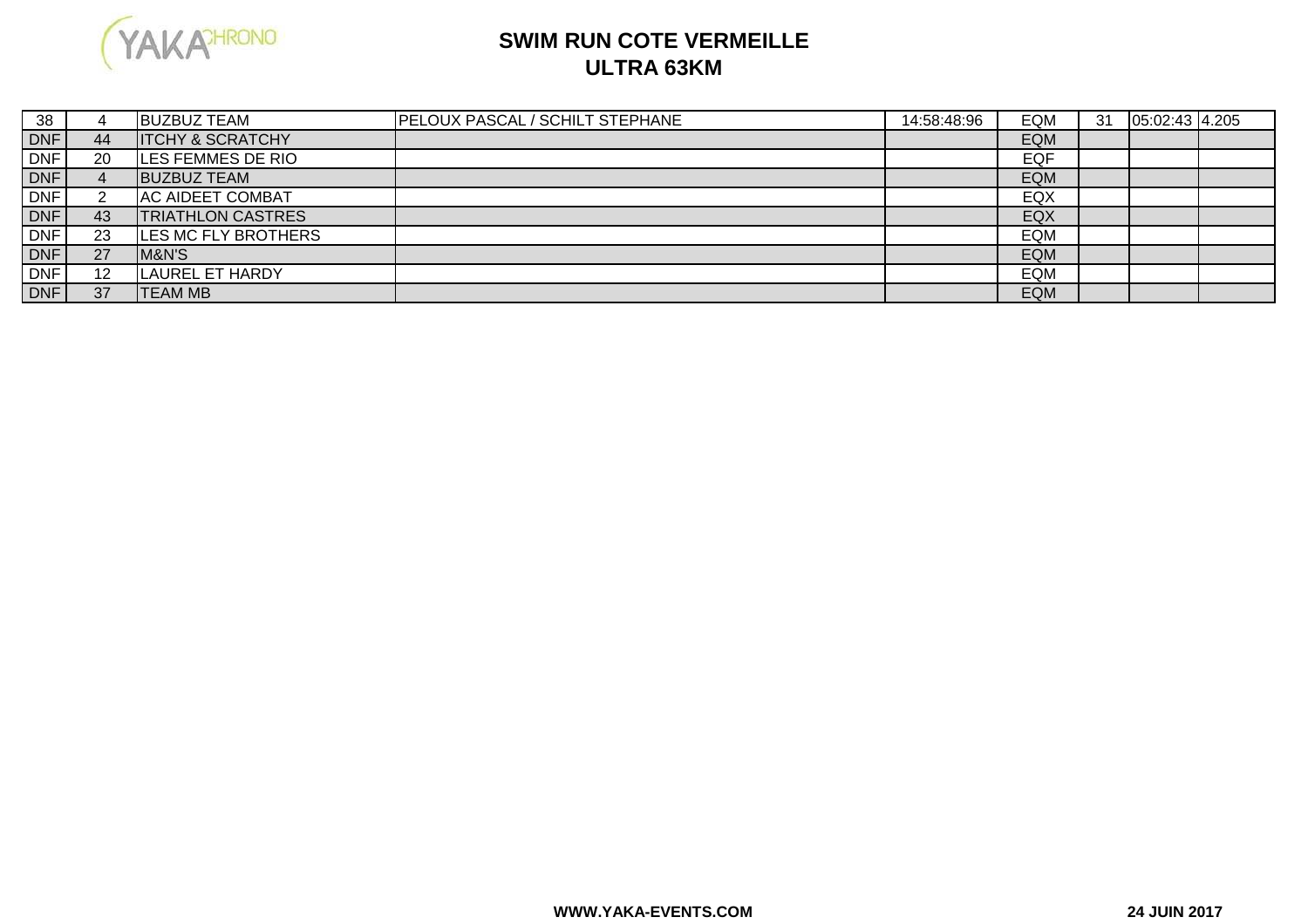## SWIM RUN COTE VERMEILLE
## ULTRA 63KM

| | | | | | | | | |
|---|---|---|---|---|---|---|---|---|
| 38 | 4 | BUZBUZ TEAM | PELOUX PASCAL / SCHILT STEPHANE | 14:58:48:96 | EQM | 31 | 05:02:43 | 4.205 |
| DNF | 44 | ITCHY & SCRATCHY | | | EQM | | | |
| DNF | 20 | LES FEMMES DE RIO | | | EQF | | | |
| DNF | 4 | BUZBUZ TEAM | | | EQM | | | |
| DNF | 2 | AC AIDEET COMBAT | | | EQX | | | |
| DNF | 43 | TRIATHLON CASTRES | | | EQX | | | |
| DNF | 23 | LES MC FLY BROTHERS | | | EQM | | | |
| DNF | 27 | M&N'S | | | EQM | | | |
| DNF | 12 | LAUREL ET HARDY | | | EQM | | | |
| DNF | 37 | TEAM MB | | | EQM | | | |

**WWW.YAKA-EVENTS.COM** **24 JUIN 2017**